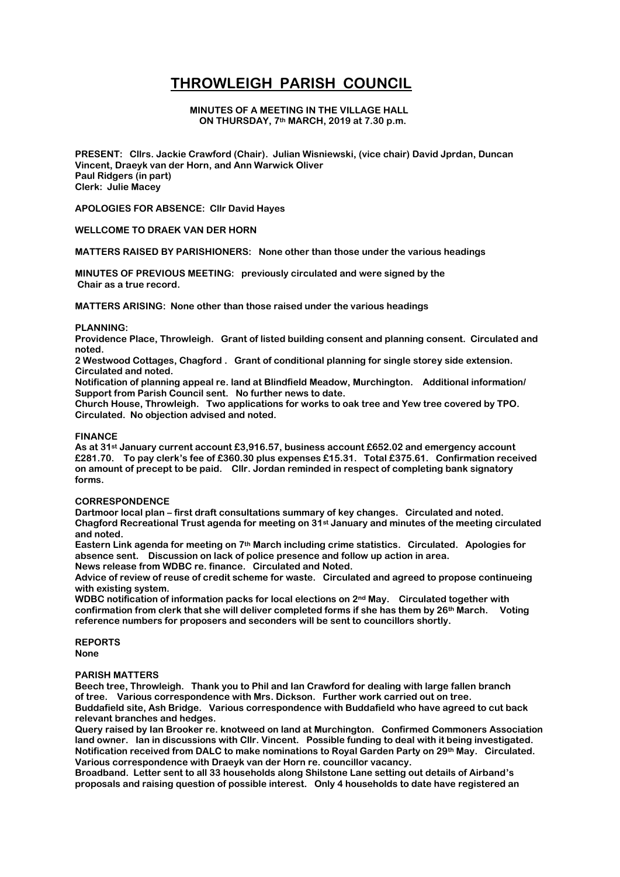# THROWLEIGH PARISH COUNCIL

**MINUTES OF A MEETING IN THE VILLAGE HALL ON THURSDAY, 7th MARCH, 2019 at 7.30 p.m.**

**PRESENT: Cllrs. Jackie Crawford (Chair). Julian Wisniewski, (vice chair) David Jprdan, Duncan Vincent, Draeyk van der Horn, and Ann Warwick Oliver**
**Paul Ridgers (in part)**
**Clerk: Julie Macey**

**APOLOGIES FOR ABSENCE: Cllr David Hayes**

**WELLCOME TO DRAEK VAN DER HORN**

**MATTERS RAISED BY PARISHIONERS: None other than those under the various headings**

**MINUTES OF PREVIOUS MEETING: previously circulated and were signed by the Chair as a true record.**

**MATTERS ARISING: None other than those raised under the various headings**

**PLANNING:**

**Providence Place, Throwleigh. Grant of listed building consent and planning consent. Circulated and noted.**

**2 Westwood Cottages, Chagford . Grant of conditional planning for single storey side extension. Circulated and noted.**

**Notification of planning appeal re. land at Blindfield Meadow, Murchington. Additional information/ Support from Parish Council sent. No further news to date.**

**Church House, Throwleigh. Two applications for works to oak tree and Yew tree covered by TPO. Circulated. No objection advised and noted.**

**FINANCE**

**As at 31st January current account £3,916.57, business account £652.02 and emergency account £281.70. To pay clerk's fee of £360.30 plus expenses £15.31. Total £375.61. Confirmation received on amount of precept to be paid. Cllr. Jordan reminded in respect of completing bank signatory forms.**

**CORRESPONDENCE**

**Dartmoor local plan – first draft consultations summary of key changes. Circulated and noted.**

**Chagford Recreational Trust agenda for meeting on 31st January and minutes of the meeting circulated and noted.**

**Eastern Link agenda for meeting on 7th March including crime statistics. Circulated. Apologies for absence sent. Discussion on lack of police presence and follow up action in area.**

**News release from WDBC re. finance. Circulated and Noted.**

**Advice of review of reuse of credit scheme for waste. Circulated and agreed to propose continueing with existing system.**

**WDBC notification of information packs for local elections on 2nd May. Circulated together with confirmation from clerk that she will deliver completed forms if she has them by 26th March. Voting reference numbers for proposers and seconders will be sent to councillors shortly.**

**REPORTS**

**None**

**PARISH MATTERS**

**Beech tree, Throwleigh. Thank you to Phil and Ian Crawford for dealing with large fallen branch of tree. Various correspondence with Mrs. Dickson. Further work carried out on tree.**

**Buddafield site, Ash Bridge. Various correspondence with Buddafield who have agreed to cut back relevant branches and hedges.**

**Query raised by Ian Brooker re. knotweed on land at Murchington. Confirmed Commoners Association land owner. Ian in discussions with Cllr. Vincent. Possible funding to deal with it being investigated.**

**Notification received from DALC to make nominations to Royal Garden Party on 29th May. Circulated.**

**Various correspondence with Draeyk van der Horn re. councillor vacancy.**

**Broadband. Letter sent to all 33 households along Shilstone Lane setting out details of Airband's proposals and raising question of possible interest. Only 4 households to date have registered an**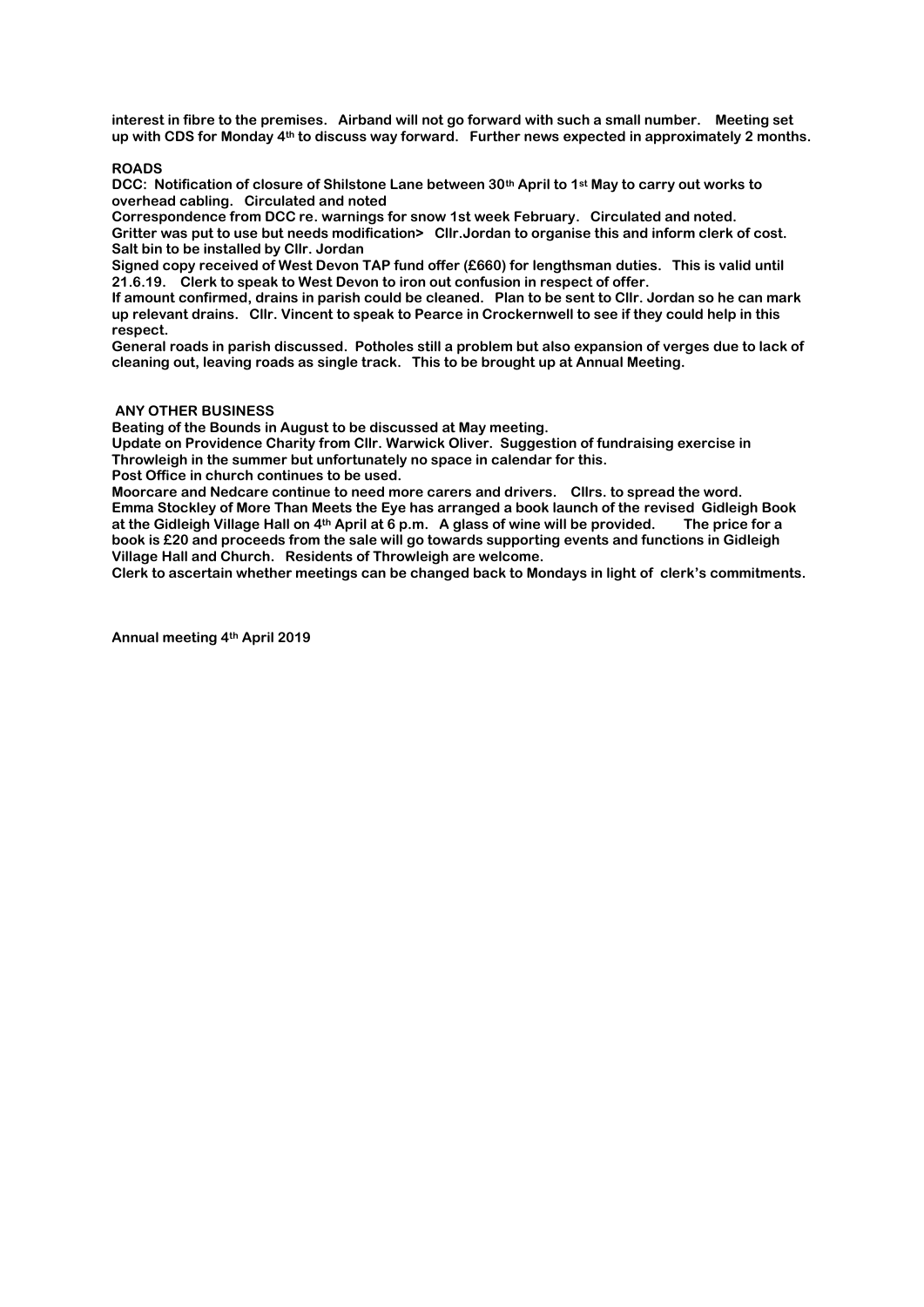**interest in fibre to the premises. Airband will not go forward with such a small number. Meeting set up with CDS for Monday 4th to discuss way forward. Further news expected in approximately 2 months.**

**ROADS**

**DCC: Notification of closure of Shilstone Lane between 30th April to 1st May to carry out works to overhead cabling. Circulated and noted**

**Correspondence from DCC re. warnings for snow 1st week February. Circulated and noted.**

**Gritter was put to use but needs modification> Cllr.Jordan to organise this and inform clerk of cost.**

**Salt bin to be installed by Cllr. Jordan**

**Signed copy received of West Devon TAP fund offer (£660) for lengthsman duties. This is valid until 21.6.19. Clerk to speak to West Devon to iron out confusion in respect of offer.**

**If amount confirmed, drains in parish could be cleaned. Plan to be sent to Cllr. Jordan so he can mark up relevant drains. Cllr. Vincent to speak to Pearce in Crockernwell to see if they could help in this respect.**

**General roads in parish discussed. Potholes still a problem but also expansion of verges due to lack of cleaning out, leaving roads as single track. This to be brought up at Annual Meeting.**

**ANY OTHER BUSINESS**

**Beating of the Bounds in August to be discussed at May meeting.**

**Update on Providence Charity from Cllr. Warwick Oliver. Suggestion of fundraising exercise in Throwleigh in the summer but unfortunately no space in calendar for this.**

**Post Office in church continues to be used.**

**Moorcare and Nedcare continue to need more carers and drivers. Cllrs. to spread the word.**

**Emma Stockley of More Than Meets the Eye has arranged a book launch of the revised Gidleigh Book at the Gidleigh Village Hall on 4th April at 6 p.m. A glass of wine will be provided. The price for a book is £20 and proceeds from the sale will go towards supporting events and functions in Gidleigh Village Hall and Church. Residents of Throwleigh are welcome.**

**Clerk to ascertain whether meetings can be changed back to Mondays in light of clerk's commitments.**

**Annual meeting 4th April 2019**